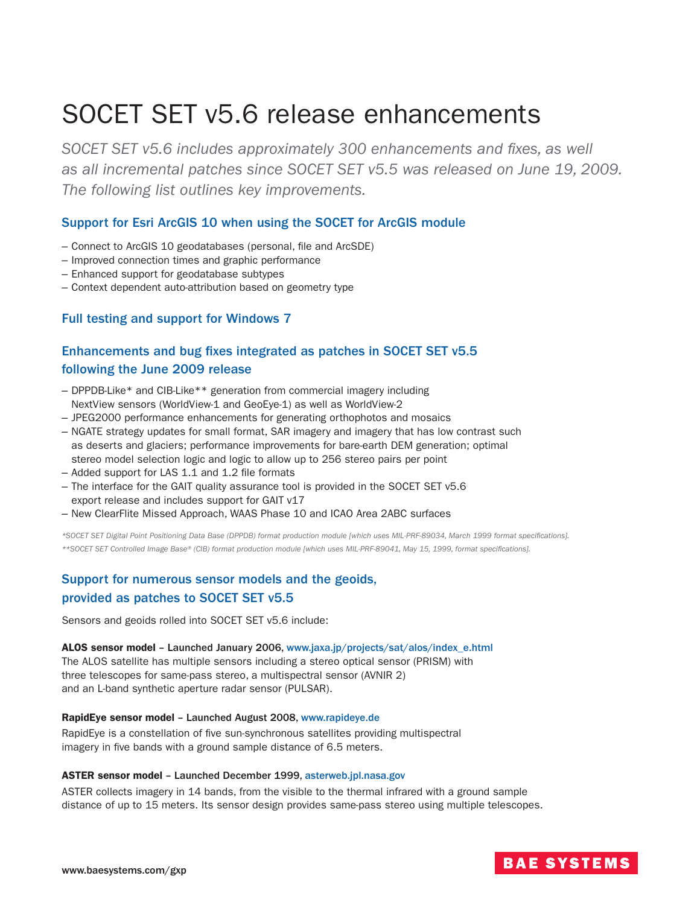# SOCET SET v5.6 release enhancements

*SOCET SET v5.6 includes approximately 300 enhancements and fixes, as well as all incremental patches since SOCET SET v5.5 was released on June 19, 2009. The following list outlines key improvements.*

## Support for Esri ArcGIS 10 when using the SOCET for ArcGIS module

- Connect to ArcGIS 10 geodatabases (personal, file and ArcSDE)
- Improved connection times and graphic performance
- Enhanced support for geodatabase subtypes
- Context dependent auto-attribution based on geometry type

## Full testing and support for Windows 7

## Enhancements and bug fixes integrated as patches in SOCET SET v5.5 following the June 2009 release

- DPPDB-Like* and CIB-Like** generation from commercial imagery including NextView sensors (WorldView-1 and GeoEye-1) as well as WorldView-2
- JPEG2000 performance enhancements for generating orthophotos and mosaics
- NGATE strategy updates for small format, SAR imagery and imagery that has low contrast such as deserts and glaciers; performance improvements for bare-earth DEM generation; optimal stereo model selection logic and logic to allow up to 256 stereo pairs per point
- Added support for LAS 1.1 and 1.2 file formats
- The interface for the GAIT quality assurance tool is provided in the SOCET SET v5.6 export release and includes support for GAIT v17
- New ClearFlite Missed Approach, WAAS Phase 10 and ICAO Area 2ABC surfaces

*\*SOCET SET Digital Point Positioning Data Base (DPPDB) format production module [which uses MIL-PRF-89034, March 1999 format specifications].*

*\*\*SOCET SET Controlled Image Base® (CIB) format production module [which uses MIL-PRF-89041, May 15, 1999, format specifications].*

## Support for numerous sensor models and the geoids, provided as patches to SOCET SET v5.5

Sensors and geoids rolled into SOCET SET v5.6 include:

**ALOS sensor model** – Launched January 2006, www.jaxa.jp/projects/sat/alos/index_e.html
The ALOS satellite has multiple sensors including a stereo optical sensor (PRISM) with three telescopes for same-pass stereo, a multispectral sensor (AVNIR 2) and an L-band synthetic aperture radar sensor (PULSAR).

**RapidEye sensor model** – Launched August 2008, www.rapideye.de
RapidEye is a constellation of five sun-synchronous satellites providing multispectral imagery in five bands with a ground sample distance of 6.5 meters.

**ASTER sensor model** – Launched December 1999, asterweb.jpl.nasa.gov
ASTER collects imagery in 14 bands, from the visible to the thermal infrared with a ground sample distance of up to 15 meters. Its sensor design provides same-pass stereo using multiple telescopes.

www.baesystems.com/gxp

BAE SYSTEMS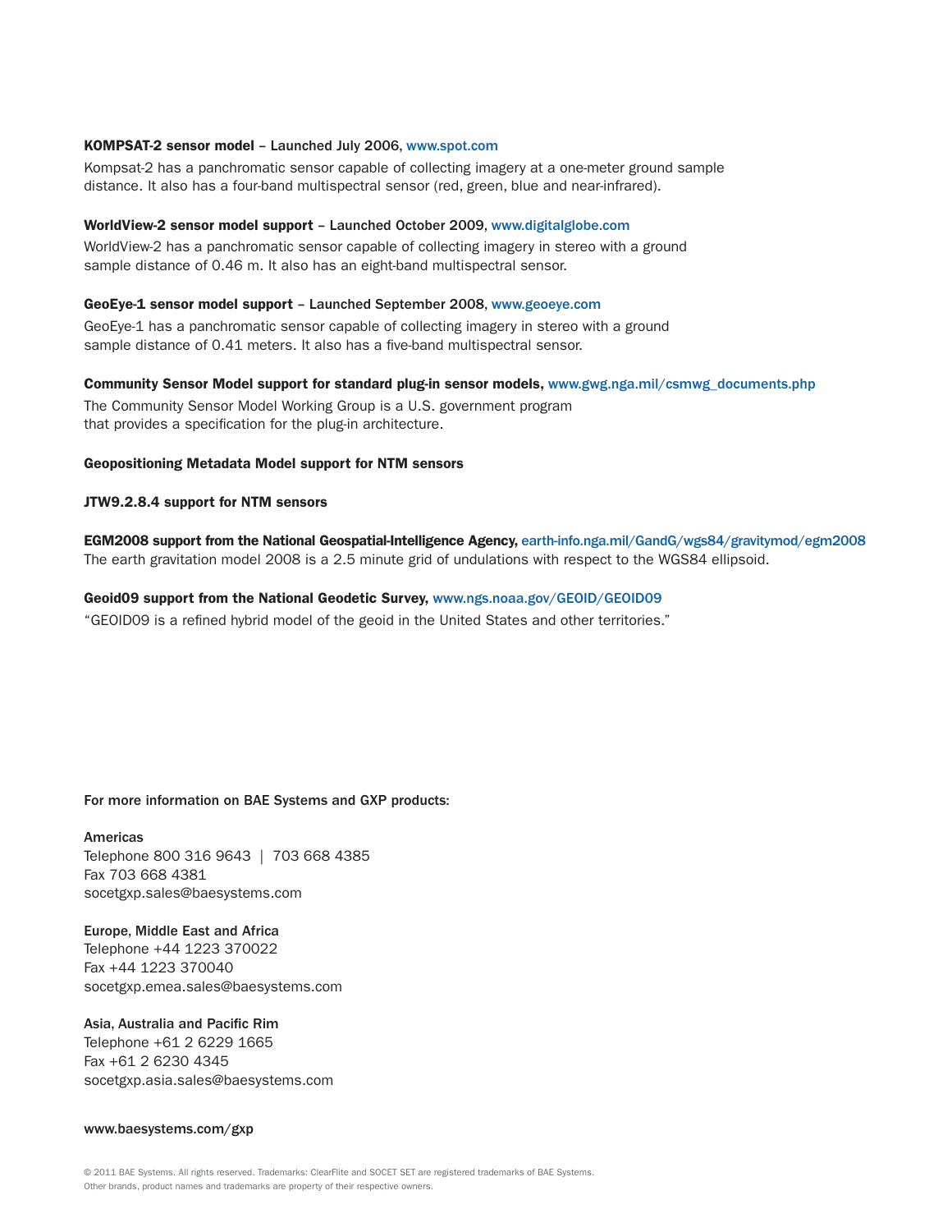**KOMPSAT-2 sensor model** – Launched July 2006, www.spot.com

Kompsat-2 has a panchromatic sensor capable of collecting imagery at a one-meter ground sample distance. It also has a four-band multispectral sensor (red, green, blue and near-infrared).

**WorldView-2 sensor model support** – Launched October 2009, www.digitalglobe.com

WorldView-2 has a panchromatic sensor capable of collecting imagery in stereo with a ground sample distance of 0.46 m. It also has an eight-band multispectral sensor.

**GeoEye-1 sensor model support** – Launched September 2008, www.geoeye.com

GeoEye-1 has a panchromatic sensor capable of collecting imagery in stereo with a ground sample distance of 0.41 meters. It also has a five-band multispectral sensor.

**Community Sensor Model support for standard plug-in sensor models,** www.gwg.nga.mil/csmwg_documents.php

The Community Sensor Model Working Group is a U.S. government program that provides a specification for the plug-in architecture.

**Geopositioning Metadata Model support for NTM sensors**

**JTW9.2.8.4 support for NTM sensors**

**EGM2008 support from the National Geospatial-Intelligence Agency,** earth-info.nga.mil/GandG/wgs84/gravitymod/egm2008
The earth gravitation model 2008 is a 2.5 minute grid of undulations with respect to the WGS84 ellipsoid.

**Geoid09 support from the National Geodetic Survey,** www.ngs.noaa.gov/GEOID/GEOID09

“GEOID09 is a refined hybrid model of the geoid in the United States and other territories.”

For more information on BAE Systems and GXP products:

**Americas**
Telephone 800 316 9643 | 703 668 4385
Fax 703 668 4381
socetgxp.sales@baesystems.com

**Europe, Middle East and Africa**
Telephone +44 1223 370022
Fax +44 1223 370040
socetgxp.emea.sales@baesystems.com

**Asia, Australia and Pacific Rim**
Telephone +61 2 6229 1665
Fax +61 2 6230 4345
socetgxp.asia.sales@baesystems.com

www.baesystems.com/gxp

© 2011 BAE Systems. All rights reserved. Trademarks: ClearFlite and SOCET SET are registered trademarks of BAE Systems.
Other brands, product names and trademarks are property of their respective owners.